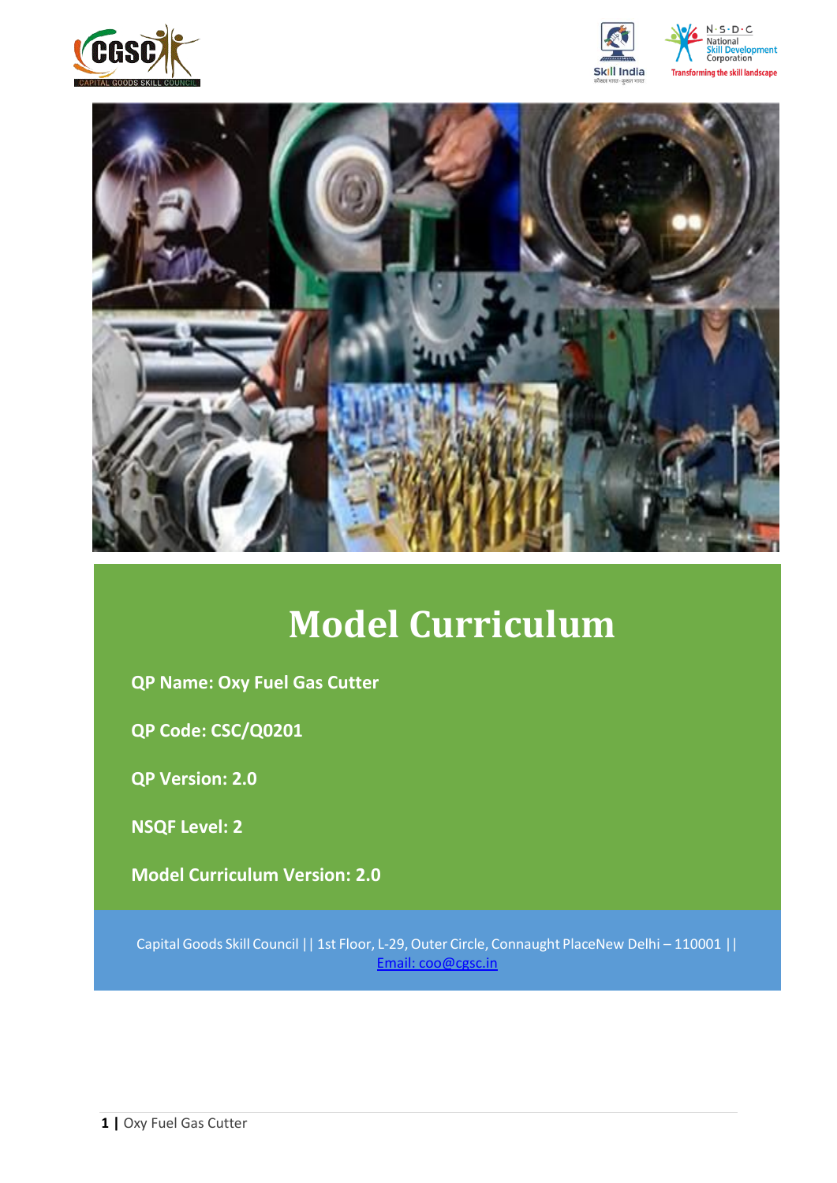# Model Curriculum

**QP Name: Oxy Fuel Gas Cutter**

**QP Code: CSC/Q0201**

**QP Version: 2.0**

**NSQF Level: 2**

**Model Curriculum Version: 2.0**

Capital Goods Skill Council || 1st Floor, L-29, Outer Circle, Connaught PlaceNew Delhi – 110001 || Email: coo@cgsc.in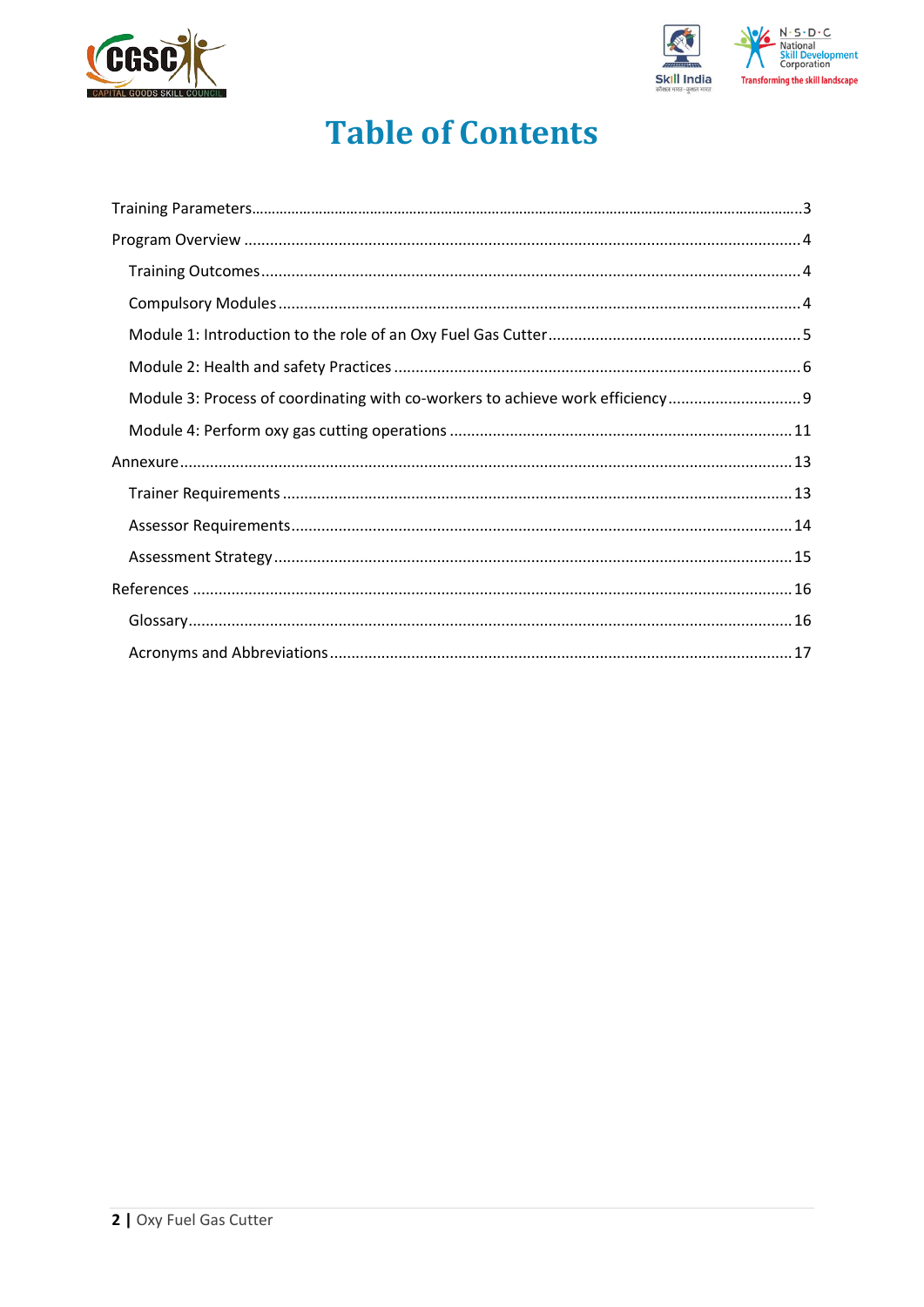# Table of Contents

Training Parameters ............................................................ 3

Program Overview ............................................................ 4

- Training Outcomes ............................................................ 4
- Compulsory Modules ............................................................ 4
- Module 1: Introduction to the role of an Oxy Fuel Gas Cutter ............................................................ 5
- Module 2: Health and safety Practices ............................................................ 6
- Module 3: Process of coordinating with co-workers to achieve work efficiency ............................................................ 9
- Module 4: Perform oxy gas cutting operations ............................................................ 11

Annexure ............................................................ 13

- Trainer Requirements ............................................................ 13
- Assessor Requirements ............................................................ 14
- Assessment Strategy ............................................................ 15

References ............................................................ 16

- Glossary ............................................................ 16
- Acronyms and Abbreviations ............................................................ 17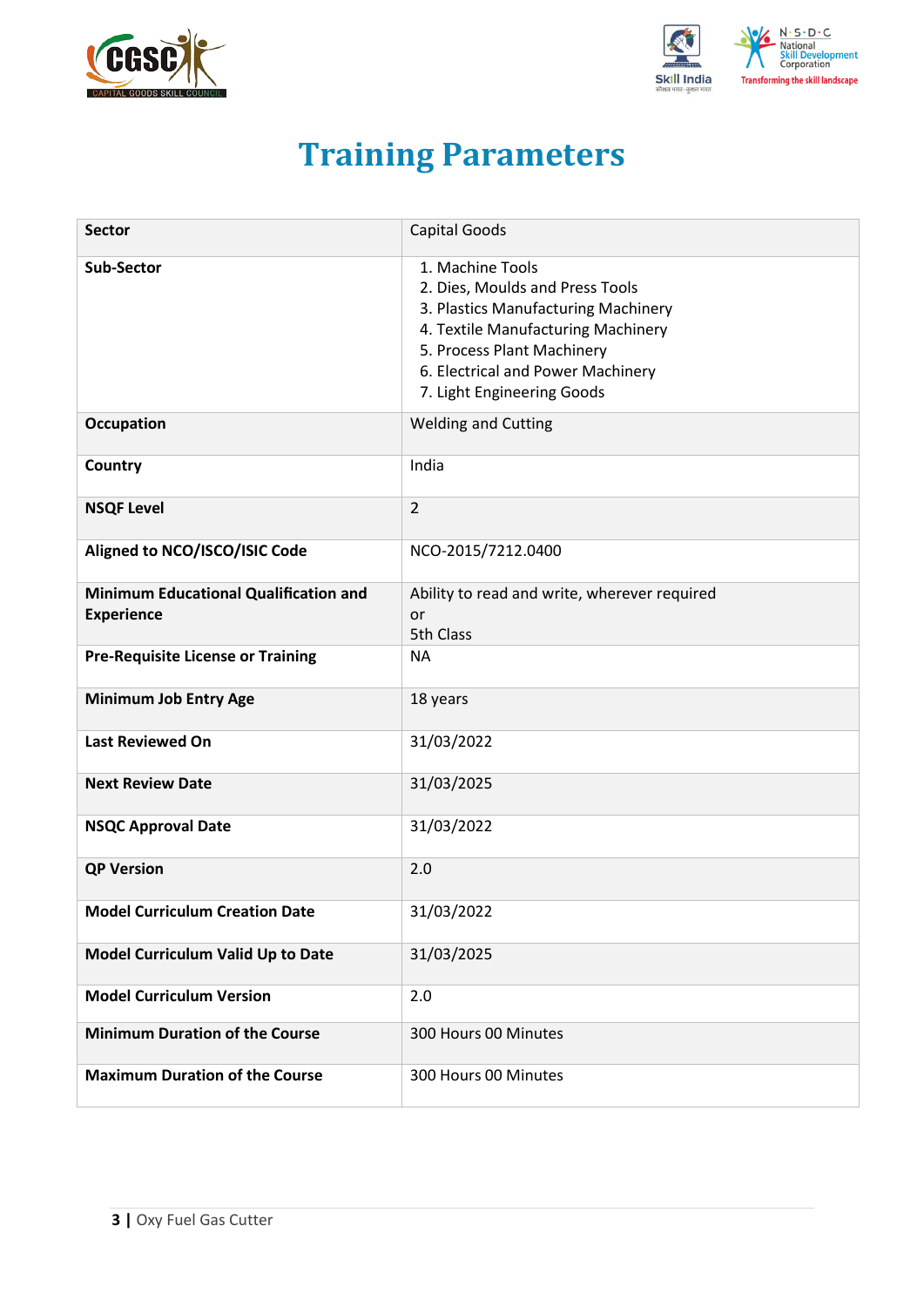# Training Parameters

| Sector | Capital Goods |
|---|---|
| Sub-Sector | 1. Machine Tools<br>2. Dies, Moulds and Press Tools<br>3. Plastics Manufacturing Machinery<br>4. Textile Manufacturing Machinery<br>5. Process Plant Machinery<br>6. Electrical and Power Machinery<br>7. Light Engineering Goods |
| Occupation | Welding and Cutting |
| Country | India |
| NSQF Level | 2 |
| Aligned to NCO/ISCO/ISIC Code | NCO-2015/7212.0400 |
| Minimum Educational Qualification and Experience | Ability to read and write, wherever required<br>or<br>5th Class |
| Pre-Requisite License or Training | NA |
| Minimum Job Entry Age | 18 years |
| Last Reviewed On | 31/03/2022 |
| Next Review Date | 31/03/2025 |
| NSQC Approval Date | 31/03/2022 |
| QP Version | 2.0 |
| Model Curriculum Creation Date | 31/03/2022 |
| Model Curriculum Valid Up to Date | 31/03/2025 |
| Model Curriculum Version | 2.0 |
| Minimum Duration of the Course | 300 Hours 00 Minutes |
| Maximum Duration of the Course | 300 Hours 00 Minutes |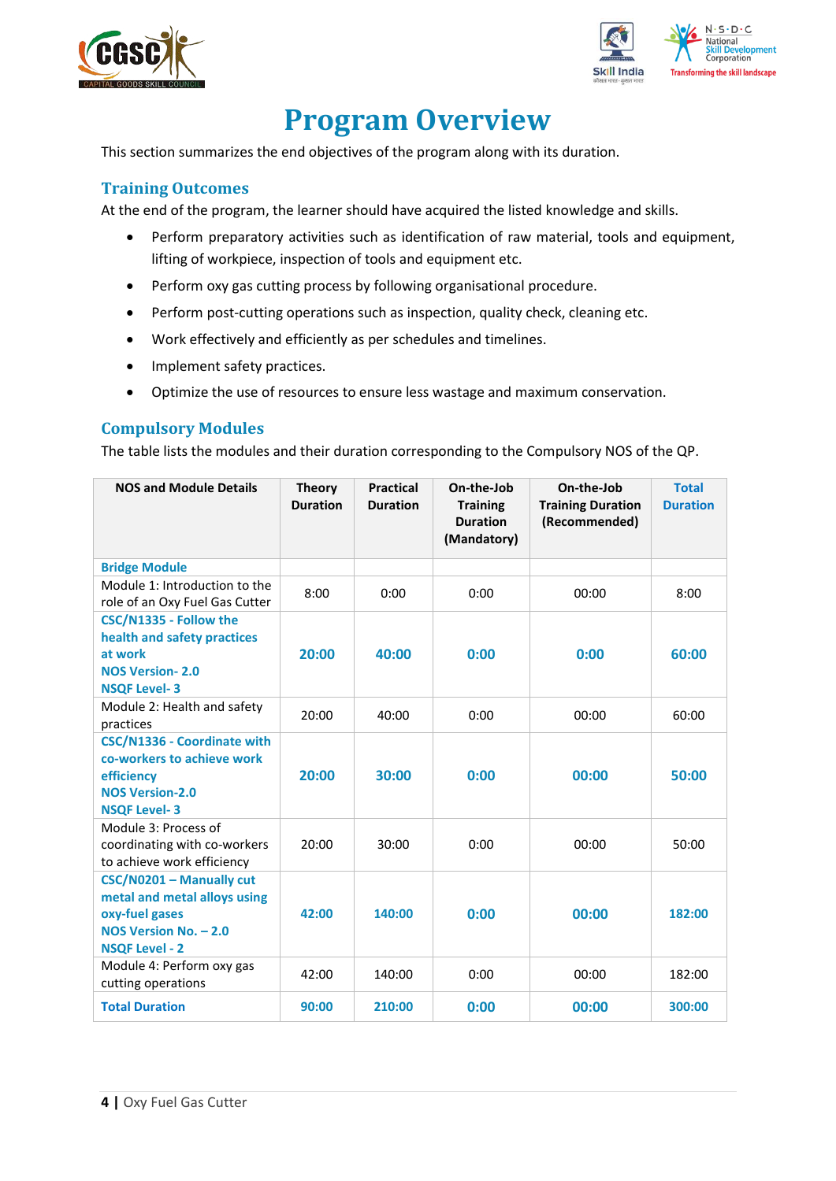# Program Overview

This section summarizes the end objectives of the program along with its duration.

## Training Outcomes

At the end of the program, the learner should have acquired the listed knowledge and skills.

- Perform preparatory activities such as identification of raw material, tools and equipment, lifting of workpiece, inspection of tools and equipment etc.
- Perform oxy gas cutting process by following organisational procedure.
- Perform post-cutting operations such as inspection, quality check, cleaning etc.
- Work effectively and efficiently as per schedules and timelines.
- Implement safety practices.
- Optimize the use of resources to ensure less wastage and maximum conservation.

## Compulsory Modules

The table lists the modules and their duration corresponding to the Compulsory NOS of the QP.

| NOS and Module Details | Theory Duration | Practical Duration | On-the-Job Training Duration (Mandatory) | On-the-Job Training Duration (Recommended) | Total Duration |
|---|---|---|---|---|---|
| **Bridge Module** | | | | | |
| Module 1: Introduction to the role of an Oxy Fuel Gas Cutter | 8:00 | 0:00 | 0:00 | 00:00 | 8:00 |
| **CSC/N1335 - Follow the health and safety practices at work**<br>**NOS Version- 2.0**<br>**NSQF Level- 3** | **20:00** | **40:00** | **0:00** | **0:00** | **60:00** |
| Module 2: Health and safety practices | 20:00 | 40:00 | 0:00 | 00:00 | 60:00 |
| **CSC/N1336 - Coordinate with co-workers to achieve work efficiency**<br>**NOS Version-2.0**<br>**NSQF Level- 3** | **20:00** | **30:00** | **0:00** | **00:00** | **50:00** |
| Module 3: Process of coordinating with co-workers to achieve work efficiency | 20:00 | 30:00 | 0:00 | 00:00 | 50:00 |
| **CSC/N0201 – Manually cut metal and metal alloys using oxy-fuel gases**<br>**NOS Version No. – 2.0**<br>**NSQF Level - 2** | **42:00** | **140:00** | **0:00** | **00:00** | **182:00** |
| Module 4: Perform oxy gas cutting operations | 42:00 | 140:00 | 0:00 | 00:00 | 182:00 |
| **Total Duration** | **90:00** | **210:00** | **0:00** | **00:00** | **300:00** |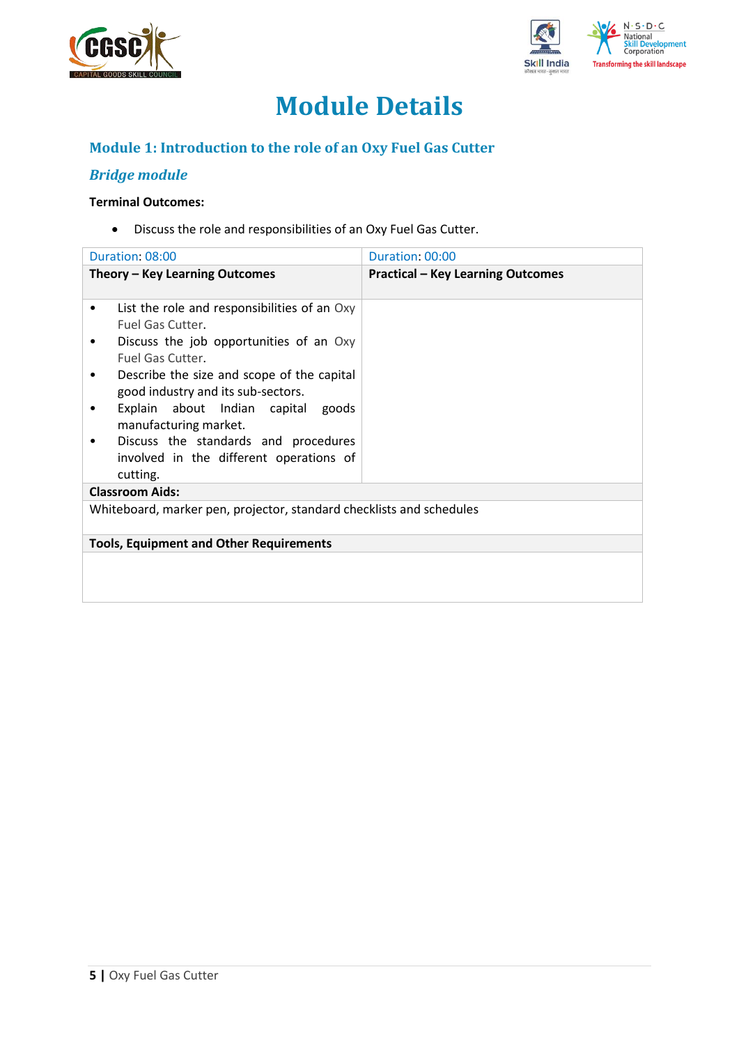# Module Details

## Module 1: Introduction to the role of an Oxy Fuel Gas Cutter

### *Bridge module*

**Terminal Outcomes:**

- Discuss the role and responsibilities of an Oxy Fuel Gas Cutter.

| Duration: 08:00 | Duration: 00:00 |
|---|---|
| **Theory – Key Learning Outcomes** | **Practical – Key Learning Outcomes** |
| • List the role and responsibilities of an Oxy Fuel Gas Cutter.<br>• Discuss the job opportunities of an Oxy Fuel Gas Cutter.<br>• Describe the size and scope of the capital good industry and its sub-sectors.<br>• Explain about Indian capital goods manufacturing market.<br>• Discuss the standards and procedures involved in the different operations of cutting. | |
| **Classroom Aids:** | |
| Whiteboard, marker pen, projector, standard checklists and schedules | |
| **Tools, Equipment and Other Requirements** | |
| | |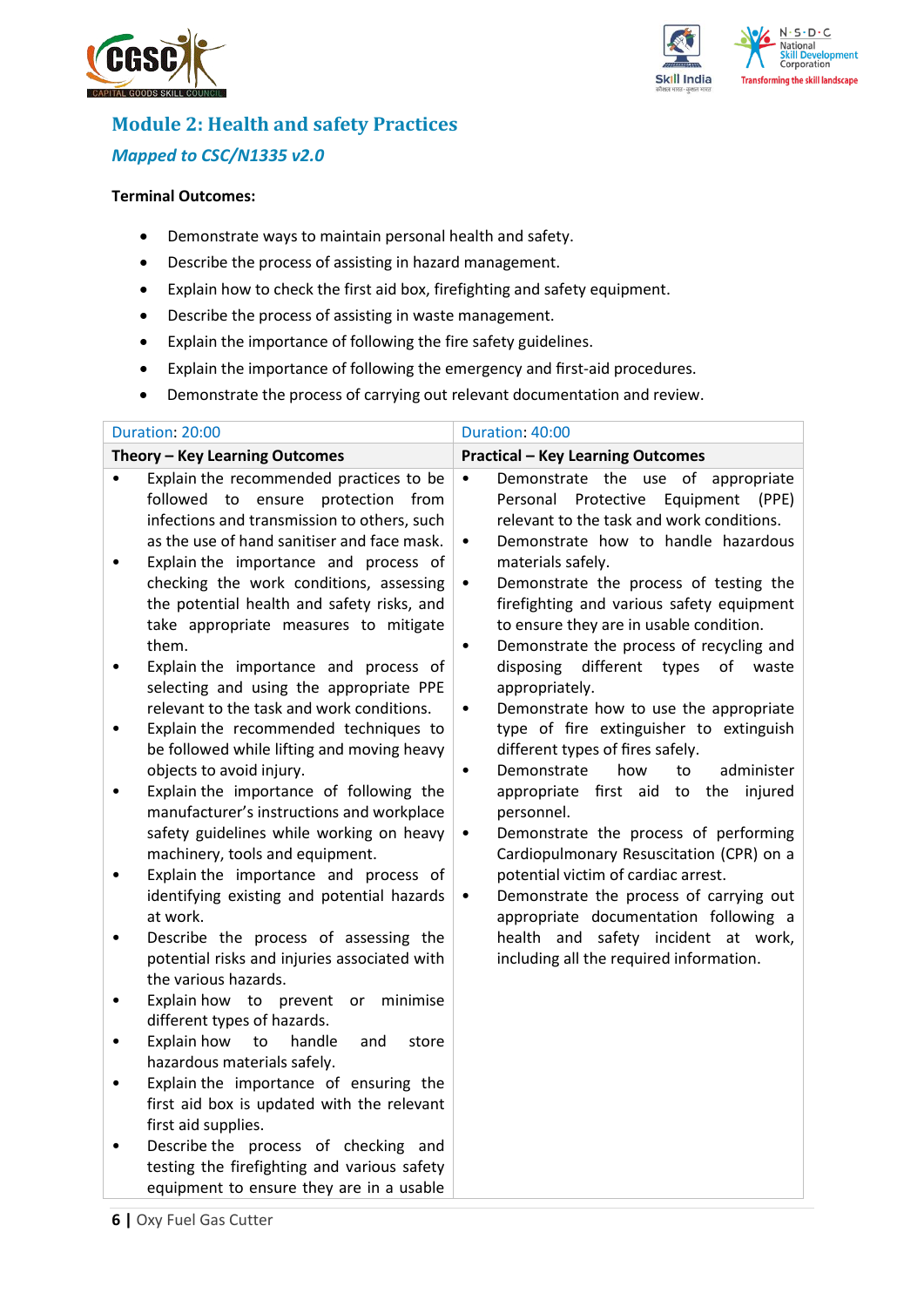## Module 2: Health and safety Practices

### *Mapped to CSC/N1335 v2.0*

**Terminal Outcomes:**

- Demonstrate ways to maintain personal health and safety.
- Describe the process of assisting in hazard management.
- Explain how to check the first aid box, firefighting and safety equipment.
- Describe the process of assisting in waste management.
- Explain the importance of following the fire safety guidelines.
- Explain the importance of following the emergency and first-aid procedures.
- Demonstrate the process of carrying out relevant documentation and review.

| Duration: 20:00 | Duration: 40:00 |
|---|---|
| **Theory – Key Learning Outcomes** | **Practical – Key Learning Outcomes** |
| • Explain the recommended practices to be followed to ensure protection from infections and transmission to others, such as the use of hand sanitiser and face mask.<br>• Explain the importance and process of checking the work conditions, assessing the potential health and safety risks, and take appropriate measures to mitigate them.<br>• Explain the importance and process of selecting and using the appropriate PPE relevant to the task and work conditions.<br>• Explain the recommended techniques to be followed while lifting and moving heavy objects to avoid injury.<br>• Explain the importance of following the manufacturer's instructions and workplace safety guidelines while working on heavy machinery, tools and equipment.<br>• Explain the importance and process of identifying existing and potential hazards at work.<br>• Describe the process of assessing the potential risks and injuries associated with the various hazards.<br>• Explain how to prevent or minimise different types of hazards.<br>• Explain how to handle and store hazardous materials safely.<br>• Explain the importance of ensuring the first aid box is updated with the relevant first aid supplies.<br>• Describe the process of checking and testing the firefighting and various safety equipment to ensure they are in a usable | • Demonstrate the use of appropriate Personal Protective Equipment (PPE) relevant to the task and work conditions.<br>• Demonstrate how to handle hazardous materials safely.<br>• Demonstrate the process of testing the firefighting and various safety equipment to ensure they are in usable condition.<br>• Demonstrate the process of recycling and disposing different types of waste appropriately.<br>• Demonstrate how to use the appropriate type of fire extinguisher to extinguish different types of fires safely.<br>• Demonstrate how to administer appropriate first aid to the injured personnel.<br>• Demonstrate the process of performing Cardiopulmonary Resuscitation (CPR) on a potential victim of cardiac arrest.<br>• Demonstrate the process of carrying out appropriate documentation following a health and safety incident at work, including all the required information. |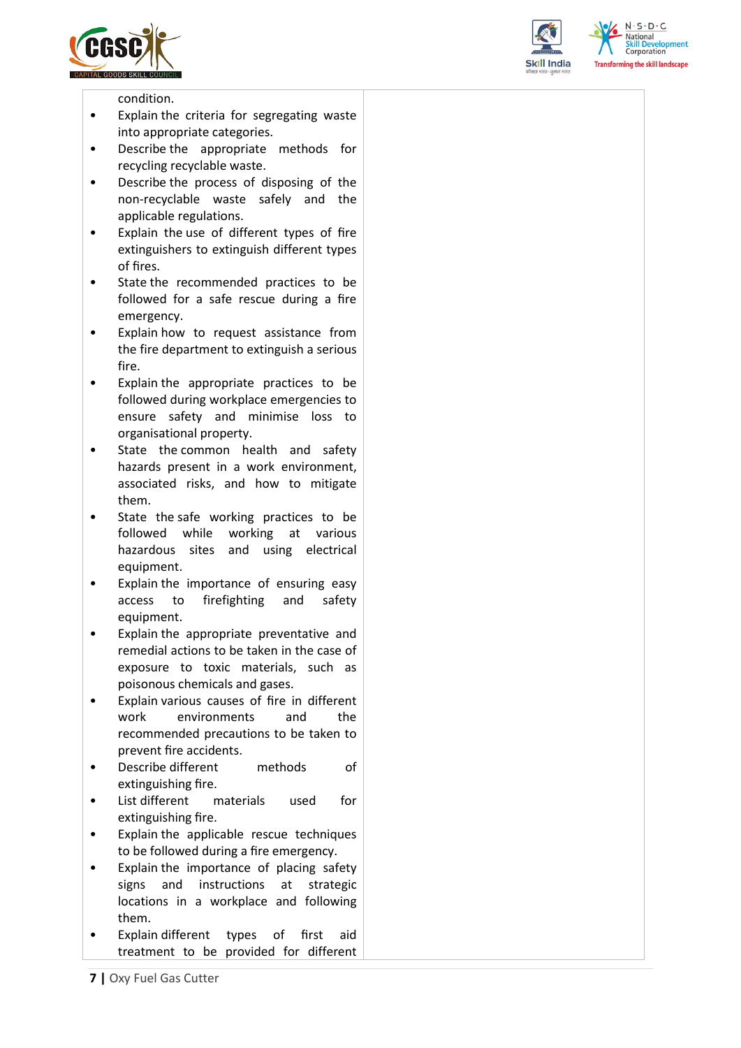| | |
|---|---|
| condition.<br>• Explain the criteria for segregating waste into appropriate categories.<br>• Describe the appropriate methods for recycling recyclable waste.<br>• Describe the process of disposing of the non-recyclable waste safely and the applicable regulations.<br>• Explain the use of different types of fire extinguishers to extinguish different types of fires.<br>• State the recommended practices to be followed for a safe rescue during a fire emergency.<br>• Explain how to request assistance from the fire department to extinguish a serious fire.<br>• Explain the appropriate practices to be followed during workplace emergencies to ensure safety and minimise loss to organisational property.<br>• State the common health and safety hazards present in a work environment, associated risks, and how to mitigate them.<br>• State the safe working practices to be followed while working at various hazardous sites and using electrical equipment.<br>• Explain the importance of ensuring easy access to firefighting and safety equipment.<br>• Explain the appropriate preventative and remedial actions to be taken in the case of exposure to toxic materials, such as poisonous chemicals and gases.<br>• Explain various causes of fire in different work environments and the recommended precautions to be taken to prevent fire accidents.<br>• Describe different methods of extinguishing fire.<br>• List different materials used for extinguishing fire.<br>• Explain the applicable rescue techniques to be followed during a fire emergency.<br>• Explain the importance of placing safety signs and instructions at strategic locations in a workplace and following them.<br>• Explain different types of first aid treatment to be provided for different | |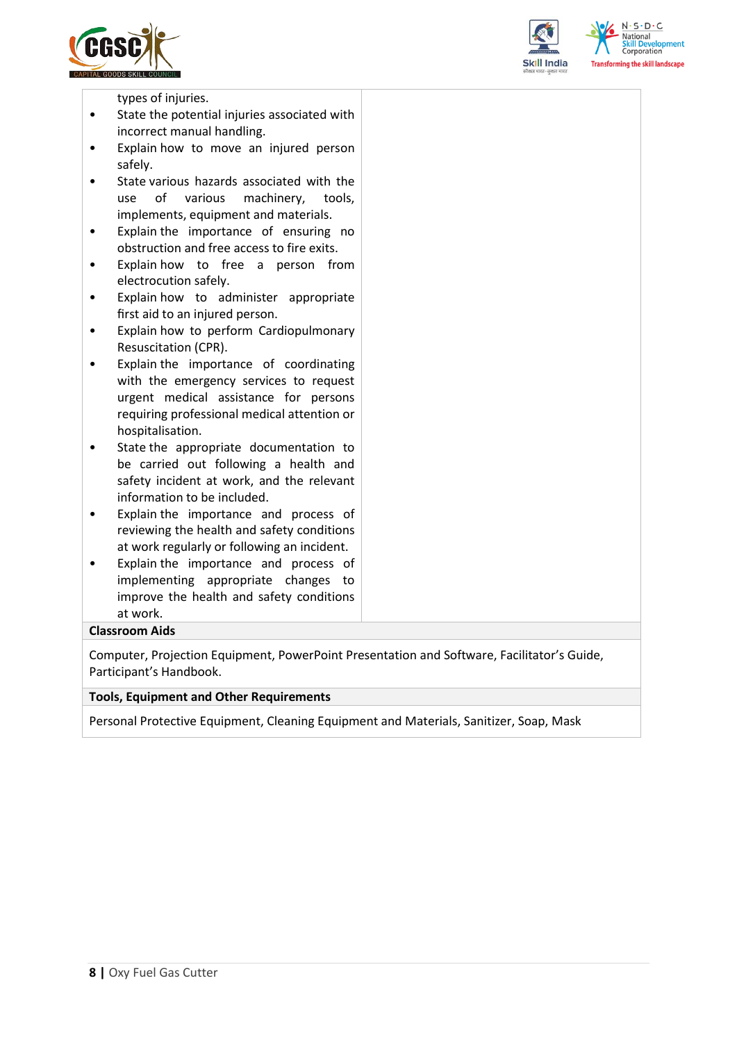| | |
|---|---|
| types of injuries.<br>• State the potential injuries associated with incorrect manual handling.<br>• Explain how to move an injured person safely.<br>• State various hazards associated with the use of various machinery, tools, implements, equipment and materials.<br>• Explain the importance of ensuring no obstruction and free access to fire exits.<br>• Explain how to free a person from electrocution safely.<br>• Explain how to administer appropriate first aid to an injured person.<br>• Explain how to perform Cardiopulmonary Resuscitation (CPR).<br>• Explain the importance of coordinating with the emergency services to request urgent medical assistance for persons requiring professional medical attention or hospitalisation.<br>• State the appropriate documentation to be carried out following a health and safety incident at work, and the relevant information to be included.<br>• Explain the importance and process of reviewing the health and safety conditions at work regularly or following an incident.<br>• Explain the importance and process of implementing appropriate changes to improve the health and safety conditions at work. | |

**Classroom Aids**

Computer, Projection Equipment, PowerPoint Presentation and Software, Facilitator's Guide, Participant's Handbook.

**Tools, Equipment and Other Requirements**

Personal Protective Equipment, Cleaning Equipment and Materials, Sanitizer, Soap, Mask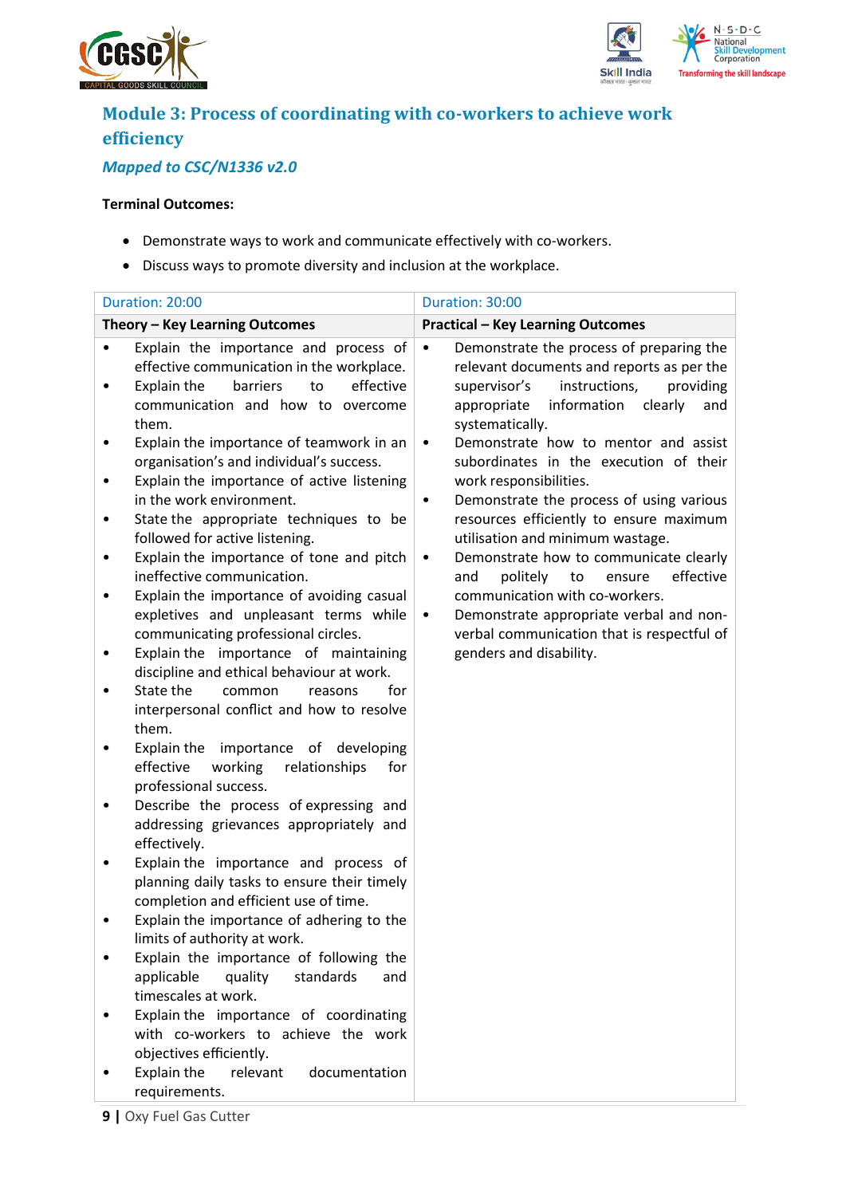## Module 3: Process of coordinating with co-workers to achieve work efficiency

### *Mapped to CSC/N1336 v2.0*

**Terminal Outcomes:**

- Demonstrate ways to work and communicate effectively with co-workers.
- Discuss ways to promote diversity and inclusion at the workplace.

| Duration: 20:00 | Duration: 30:00 |
|---|---|
| **Theory – Key Learning Outcomes** | **Practical – Key Learning Outcomes** |
| • Explain the importance and process of effective communication in the workplace.<br>• Explain the barriers to effective communication and how to overcome them.<br>• Explain the importance of teamwork in an organisation's and individual's success.<br>• Explain the importance of active listening in the work environment.<br>• State the appropriate techniques to be followed for active listening.<br>• Explain the importance of tone and pitch ineffective communication.<br>• Explain the importance of avoiding casual expletives and unpleasant terms while communicating professional circles.<br>• Explain the importance of maintaining discipline and ethical behaviour at work.<br>• State the common reasons for interpersonal conflict and how to resolve them.<br>• Explain the importance of developing effective working relationships for professional success.<br>• Describe the process of expressing and addressing grievances appropriately and effectively.<br>• Explain the importance and process of planning daily tasks to ensure their timely completion and efficient use of time.<br>• Explain the importance of adhering to the limits of authority at work.<br>• Explain the importance of following the applicable quality standards and timescales at work.<br>• Explain the importance of coordinating with co-workers to achieve the work objectives efficiently.<br>• Explain the relevant documentation requirements. | • Demonstrate the process of preparing the relevant documents and reports as per the supervisor's instructions, providing appropriate information clearly and systematically.<br>• Demonstrate how to mentor and assist subordinates in the execution of their work responsibilities.<br>• Demonstrate the process of using various resources efficiently to ensure maximum utilisation and minimum wastage.<br>• Demonstrate how to communicate clearly and politely to ensure effective communication with co-workers.<br>• Demonstrate appropriate verbal and non-verbal communication that is respectful of genders and disability. |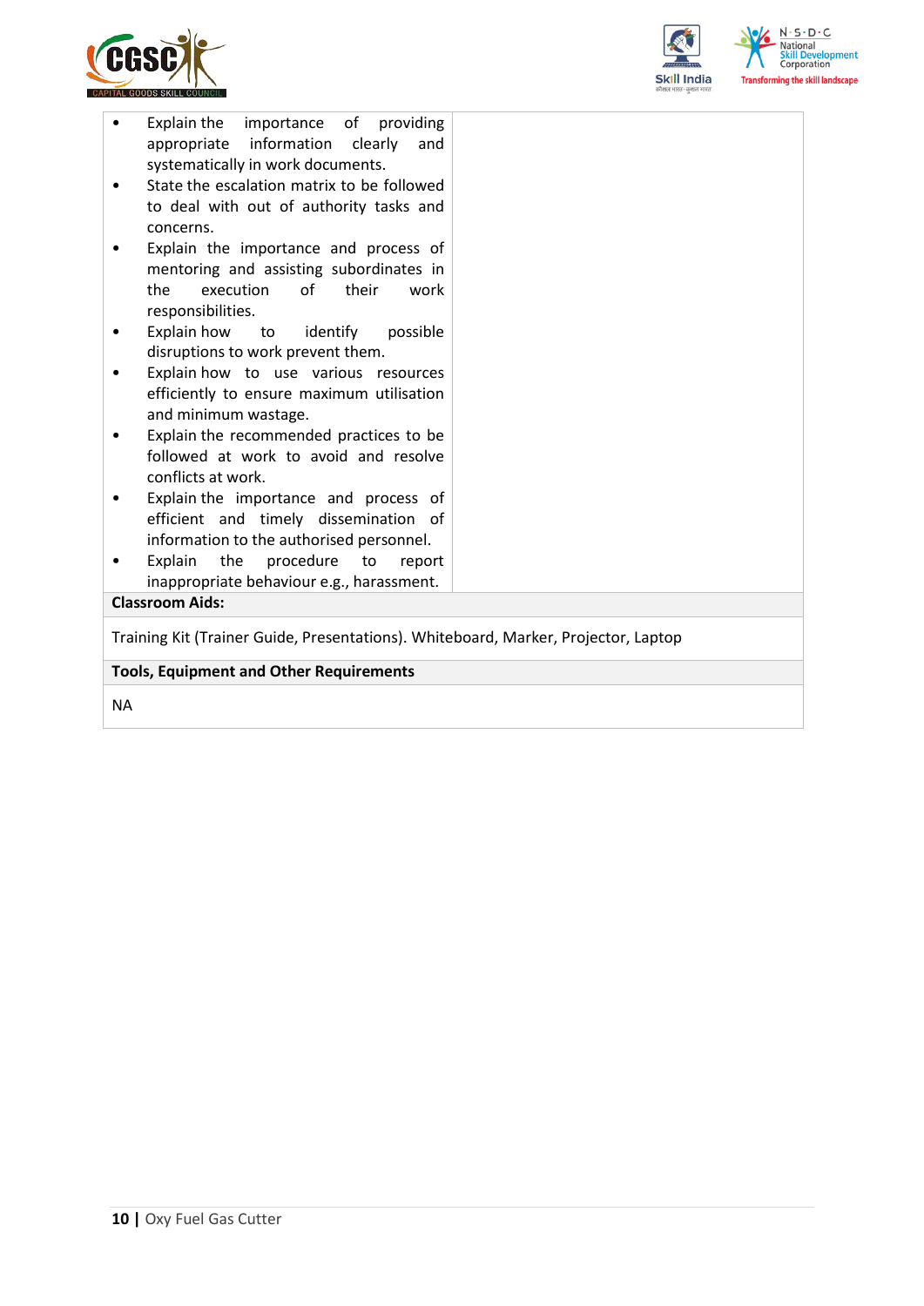| | |
|---|---|
| • Explain the importance of providing appropriate information clearly and systematically in work documents.<br>• State the escalation matrix to be followed to deal with out of authority tasks and concerns.<br>• Explain the importance and process of mentoring and assisting subordinates in the execution of their work responsibilities.<br>• Explain how to identify possible disruptions to work prevent them.<br>• Explain how to use various resources efficiently to ensure maximum utilisation and minimum wastage.<br>• Explain the recommended practices to be followed at work to avoid and resolve conflicts at work.<br>• Explain the importance and process of efficient and timely dissemination of information to the authorised personnel.<br>• Explain the procedure to report inappropriate behaviour e.g., harassment. | |

**Classroom Aids:**

Training Kit (Trainer Guide, Presentations). Whiteboard, Marker, Projector, Laptop

**Tools, Equipment and Other Requirements**

NA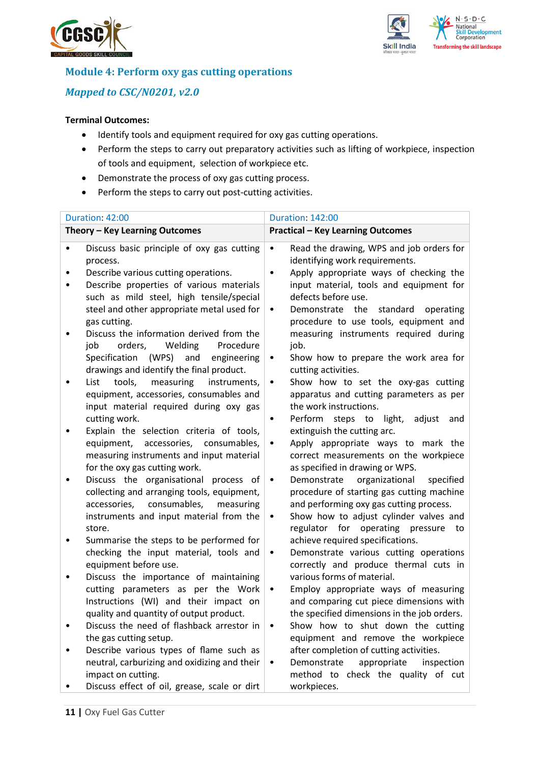## Module 4: Perform oxy gas cutting operations

### *Mapped to CSC/N0201, v2.0*

**Terminal Outcomes:**

- Identify tools and equipment required for oxy gas cutting operations.
- Perform the steps to carry out preparatory activities such as lifting of workpiece, inspection of tools and equipment, selection of workpiece etc.
- Demonstrate the process of oxy gas cutting process.
- Perform the steps to carry out post-cutting activities.

| Duration: 42:00 | Duration: 142:00 |
|---|---|
| **Theory – Key Learning Outcomes** | **Practical – Key Learning Outcomes** |
| • Discuss basic principle of oxy gas cutting process.<br>• Describe various cutting operations.<br>• Describe properties of various materials such as mild steel, high tensile/special steel and other appropriate metal used for gas cutting.<br>• Discuss the information derived from the job orders, Welding Procedure Specification (WPS) and engineering drawings and identify the final product.<br>• List tools, measuring instruments, equipment, accessories, consumables and input material required during oxy gas cutting work.<br>• Explain the selection criteria of tools, equipment, accessories, consumables, measuring instruments and input material for the oxy gas cutting work.<br>• Discuss the organisational process of collecting and arranging tools, equipment, accessories, consumables, measuring instruments and input material from the store.<br>• Summarise the steps to be performed for checking the input material, tools and equipment before use.<br>• Discuss the importance of maintaining cutting parameters as per the Work Instructions (WI) and their impact on quality and quantity of output product.<br>• Discuss the need of flashback arrestor in the gas cutting setup.<br>• Describe various types of flame such as neutral, carburizing and oxidizing and their impact on cutting.<br>• Discuss effect of oil, grease, scale or dirt | • Read the drawing, WPS and job orders for identifying work requirements.<br>• Apply appropriate ways of checking the input material, tools and equipment for defects before use.<br>• Demonstrate the standard operating procedure to use tools, equipment and measuring instruments required during job.<br>• Show how to prepare the work area for cutting activities.<br>• Show how to set the oxy-gas cutting apparatus and cutting parameters as per the work instructions.<br>• Perform steps to light, adjust and extinguish the cutting arc.<br>• Apply appropriate ways to mark the correct measurements on the workpiece as specified in drawing or WPS.<br>• Demonstrate organizational specified procedure of starting gas cutting machine and performing oxy gas cutting process.<br>• Show how to adjust cylinder valves and regulator for operating pressure to achieve required specifications.<br>• Demonstrate various cutting operations correctly and produce thermal cuts in various forms of material.<br>• Employ appropriate ways of measuring and comparing cut piece dimensions with the specified dimensions in the job orders.<br>• Show how to shut down the cutting equipment and remove the workpiece after completion of cutting activities.<br>• Demonstrate appropriate inspection method to check the quality of cut workpieces. |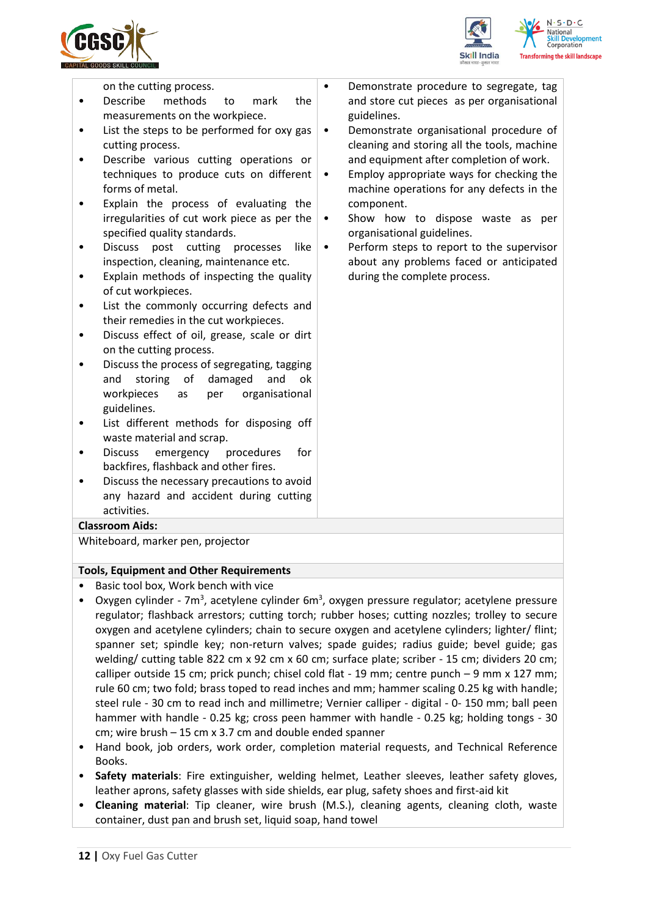| | |
|---|---|
| on the cutting process.<br>• Describe methods to mark the measurements on the workpiece.<br>• List the steps to be performed for oxy gas cutting process.<br>• Describe various cutting operations or techniques to produce cuts on different forms of metal.<br>• Explain the process of evaluating the irregularities of cut work piece as per the specified quality standards.<br>• Discuss post cutting processes like inspection, cleaning, maintenance etc.<br>• Explain methods of inspecting the quality of cut workpieces.<br>• List the commonly occurring defects and their remedies in the cut workpieces.<br>• Discuss effect of oil, grease, scale or dirt on the cutting process.<br>• Discuss the process of segregating, tagging and storing of damaged and ok workpieces as per organisational guidelines.<br>• List different methods for disposing off waste material and scrap.<br>• Discuss emergency procedures for backfires, flashback and other fires.<br>• Discuss the necessary precautions to avoid any hazard and accident during cutting activities. | • Demonstrate procedure to segregate, tag and store cut pieces as per organisational guidelines.<br>• Demonstrate organisational procedure of cleaning and storing all the tools, machine and equipment after completion of work.<br>• Employ appropriate ways for checking the machine operations for any defects in the component.<br>• Show how to dispose waste as per organisational guidelines.<br>• Perform steps to report to the supervisor about any problems faced or anticipated during the complete process. |

**Classroom Aids:**

Whiteboard, marker pen, projector

**Tools, Equipment and Other Requirements**

- Basic tool box, Work bench with vice
- Oxygen cylinder - 7m$^3$, acetylene cylinder 6m$^3$, oxygen pressure regulator; acetylene pressure regulator; flashback arrestors; cutting torch; rubber hoses; cutting nozzles; trolley to secure oxygen and acetylene cylinders; chain to secure oxygen and acetylene cylinders; lighter/ flint; spanner set; spindle key; non-return valves; spade guides; radius guide; bevel guide; gas welding/ cutting table 822 cm x 92 cm x 60 cm; surface plate; scriber - 15 cm; dividers 20 cm; calliper outside 15 cm; prick punch; chisel cold flat - 19 mm; centre punch – 9 mm x 127 mm; rule 60 cm; two fold; brass toped to read inches and mm; hammer scaling 0.25 kg with handle; steel rule - 30 cm to read inch and millimetre; Vernier calliper - digital - 0- 150 mm; ball peen hammer with handle - 0.25 kg; cross peen hammer with handle - 0.25 kg; holding tongs - 30 cm; wire brush – 15 cm x 3.7 cm and double ended spanner
- Hand book, job orders, work order, completion material requests, and Technical Reference Books.
- **Safety materials**: Fire extinguisher, welding helmet, Leather sleeves, leather safety gloves, leather aprons, safety glasses with side shields, ear plug, safety shoes and first-aid kit
- **Cleaning material**: Tip cleaner, wire brush (M.S.), cleaning agents, cleaning cloth, waste container, dust pan and brush set, liquid soap, hand towel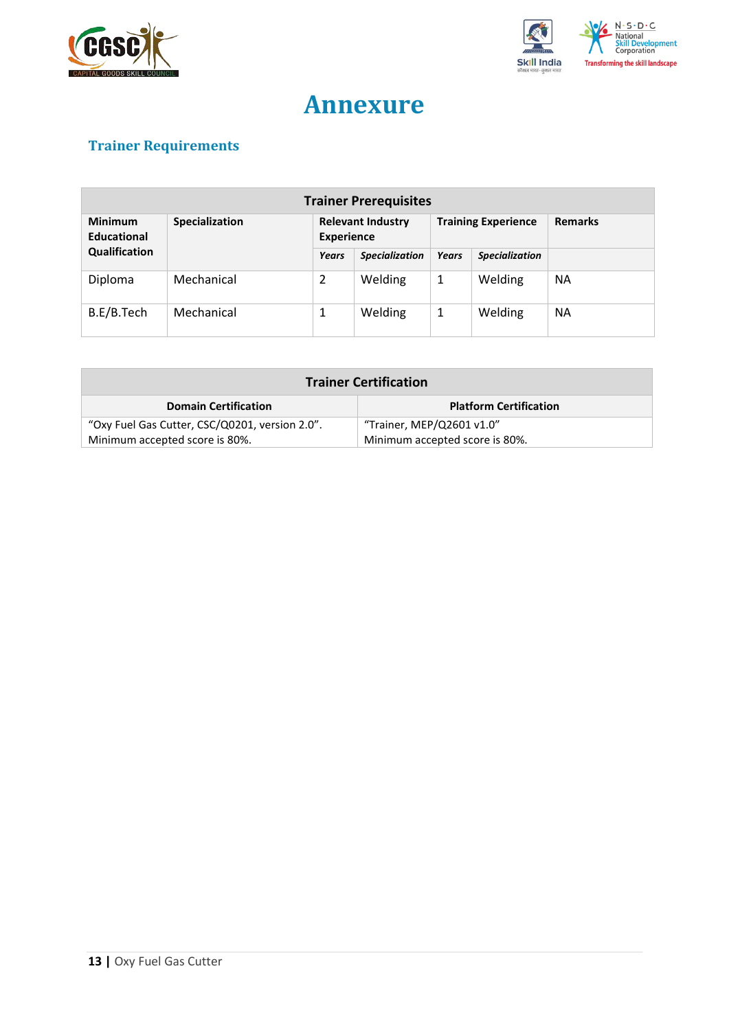# Annexure

## Trainer Requirements

| Trainer Prerequisites | | | | | | |
|---|---|---|---|---|---|---|
| **Minimum Educational Qualification** | **Specialization** | **Relevant Industry Experience** | | **Training Experience** | | **Remarks** |
| | | ***Years*** | ***Specialization*** | ***Years*** | ***Specialization*** | |
| Diploma | Mechanical | 2 | Welding | 1 | Welding | NA |
| B.E/B.Tech | Mechanical | 1 | Welding | 1 | Welding | NA |

| Trainer Certification | |
|---|---|
| **Domain Certification** | **Platform Certification** |
| "Oxy Fuel Gas Cutter, CSC/Q0201, version 2.0". Minimum accepted score is 80%. | "Trainer, MEP/Q2601 v1.0" Minimum accepted score is 80%. |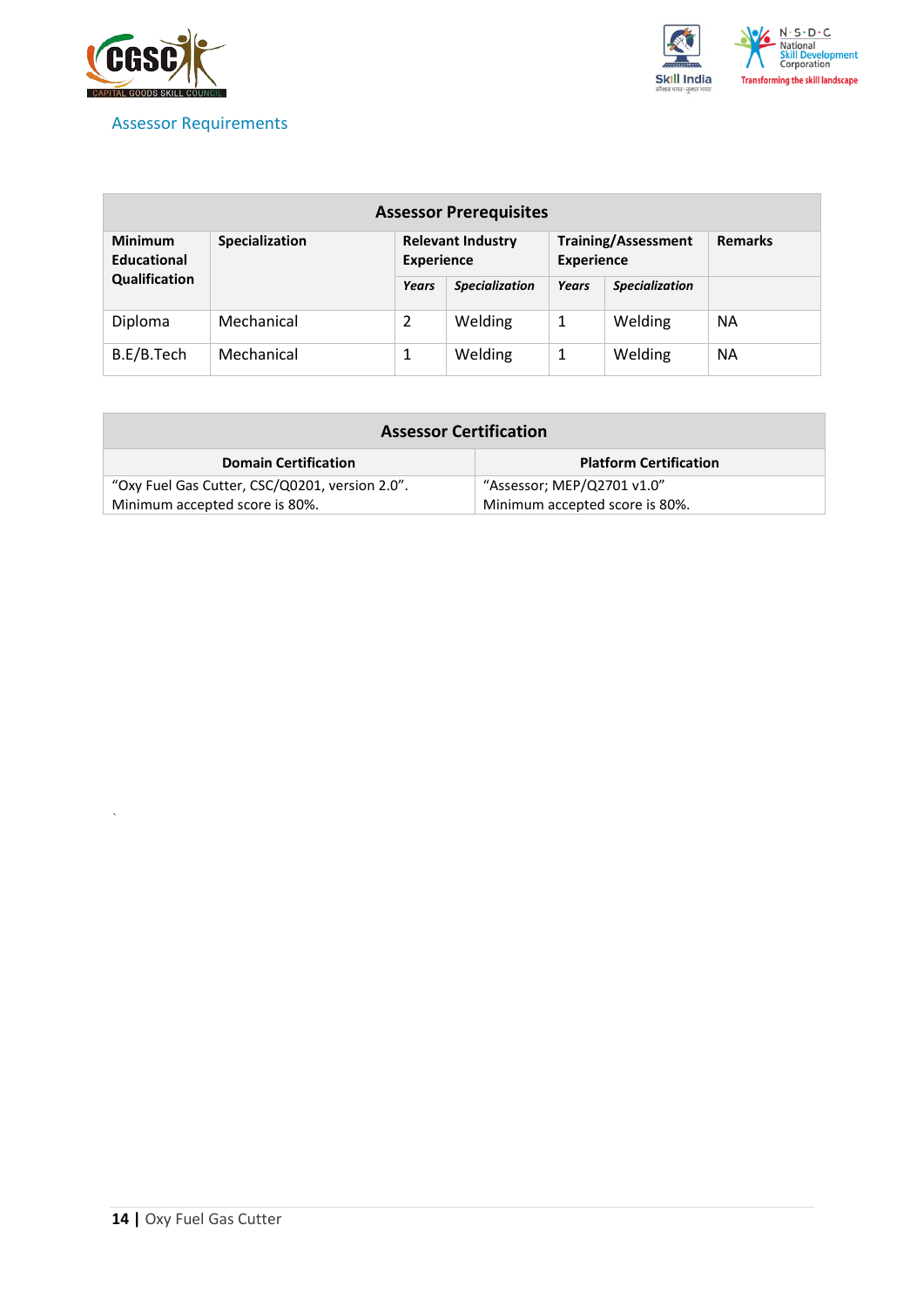## Assessor Requirements

| Assessor Prerequisites | | | | | | |
|---|---|---|---|---|---|---|
| **Minimum Educational Qualification** | **Specialization** | **Relevant Industry Experience** | | **Training/Assessment Experience** | | **Remarks** |
| | | ***Years*** | ***Specialization*** | ***Years*** | ***Specialization*** | |
| Diploma | Mechanical | 2 | Welding | 1 | Welding | NA |
| B.E/B.Tech | Mechanical | 1 | Welding | 1 | Welding | NA |

| Assessor Certification | |
|---|---|
| **Domain Certification** | **Platform Certification** |
| "Oxy Fuel Gas Cutter, CSC/Q0201, version 2.0". Minimum accepted score is 80%. | "Assessor; MEP/Q2701 v1.0" Minimum accepted score is 80%. |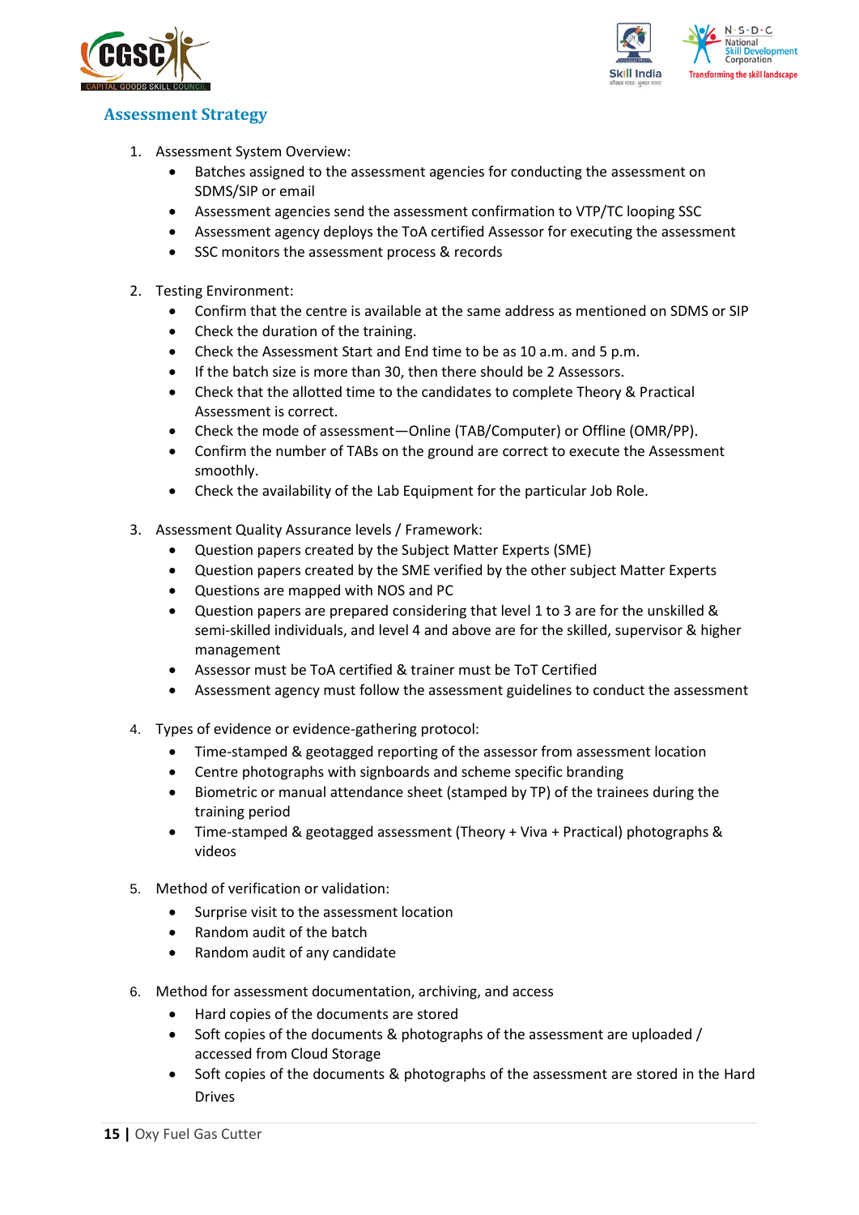## Assessment Strategy

1. Assessment System Overview:
    - Batches assigned to the assessment agencies for conducting the assessment on SDMS/SIP or email
    - Assessment agencies send the assessment confirmation to VTP/TC looping SSC
    - Assessment agency deploys the ToA certified Assessor for executing the assessment
    - SSC monitors the assessment process & records

2. Testing Environment:
    - Confirm that the centre is available at the same address as mentioned on SDMS or SIP
    - Check the duration of the training.
    - Check the Assessment Start and End time to be as 10 a.m. and 5 p.m.
    - If the batch size is more than 30, then there should be 2 Assessors.
    - Check that the allotted time to the candidates to complete Theory & Practical Assessment is correct.
    - Check the mode of assessment—Online (TAB/Computer) or Offline (OMR/PP).
    - Confirm the number of TABs on the ground are correct to execute the Assessment smoothly.
    - Check the availability of the Lab Equipment for the particular Job Role.

3. Assessment Quality Assurance levels / Framework:
    - Question papers created by the Subject Matter Experts (SME)
    - Question papers created by the SME verified by the other subject Matter Experts
    - Questions are mapped with NOS and PC
    - Question papers are prepared considering that level 1 to 3 are for the unskilled & semi-skilled individuals, and level 4 and above are for the skilled, supervisor & higher management
    - Assessor must be ToA certified & trainer must be ToT Certified
    - Assessment agency must follow the assessment guidelines to conduct the assessment

4. Types of evidence or evidence-gathering protocol:
    - Time-stamped & geotagged reporting of the assessor from assessment location
    - Centre photographs with signboards and scheme specific branding
    - Biometric or manual attendance sheet (stamped by TP) of the trainees during the training period
    - Time-stamped & geotagged assessment (Theory + Viva + Practical) photographs & videos

5. Method of verification or validation:
    - Surprise visit to the assessment location
    - Random audit of the batch
    - Random audit of any candidate

6. Method for assessment documentation, archiving, and access
    - Hard copies of the documents are stored
    - Soft copies of the documents & photographs of the assessment are uploaded / accessed from Cloud Storage
    - Soft copies of the documents & photographs of the assessment are stored in the Hard Drives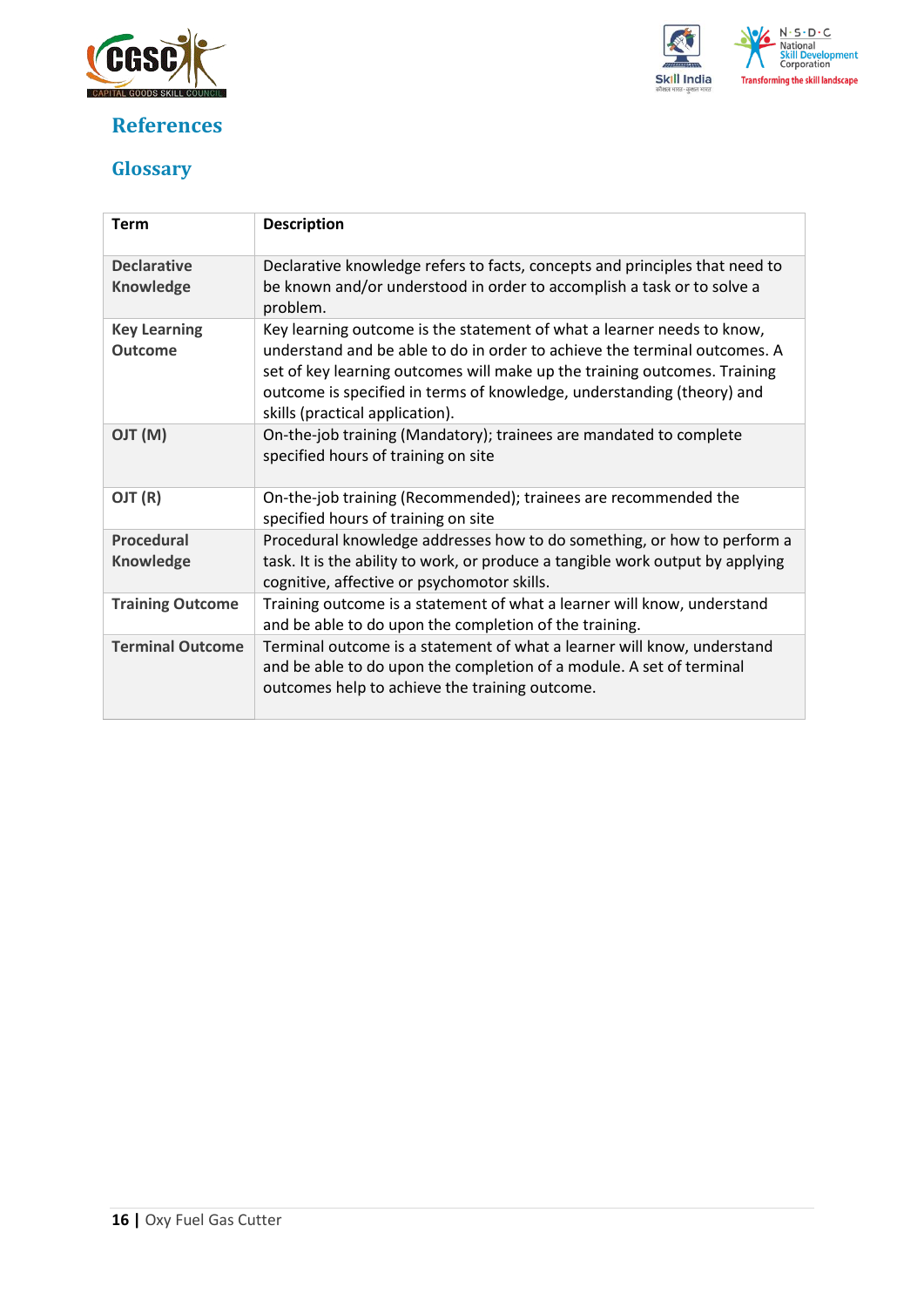# References

## Glossary

| Term | Description |
|---|---|
| **Declarative Knowledge** | Declarative knowledge refers to facts, concepts and principles that need to be known and/or understood in order to accomplish a task or to solve a problem. |
| **Key Learning Outcome** | Key learning outcome is the statement of what a learner needs to know, understand and be able to do in order to achieve the terminal outcomes. A set of key learning outcomes will make up the training outcomes. Training outcome is specified in terms of knowledge, understanding (theory) and skills (practical application). |
| **OJT (M)** | On-the-job training (Mandatory); trainees are mandated to complete specified hours of training on site |
| **OJT (R)** | On-the-job training (Recommended); trainees are recommended the specified hours of training on site |
| **Procedural Knowledge** | Procedural knowledge addresses how to do something, or how to perform a task. It is the ability to work, or produce a tangible work output by applying cognitive, affective or psychomotor skills. |
| **Training Outcome** | Training outcome is a statement of what a learner will know, understand and be able to do upon the completion of the training. |
| **Terminal Outcome** | Terminal outcome is a statement of what a learner will know, understand and be able to do upon the completion of a module. A set of terminal outcomes help to achieve the training outcome. |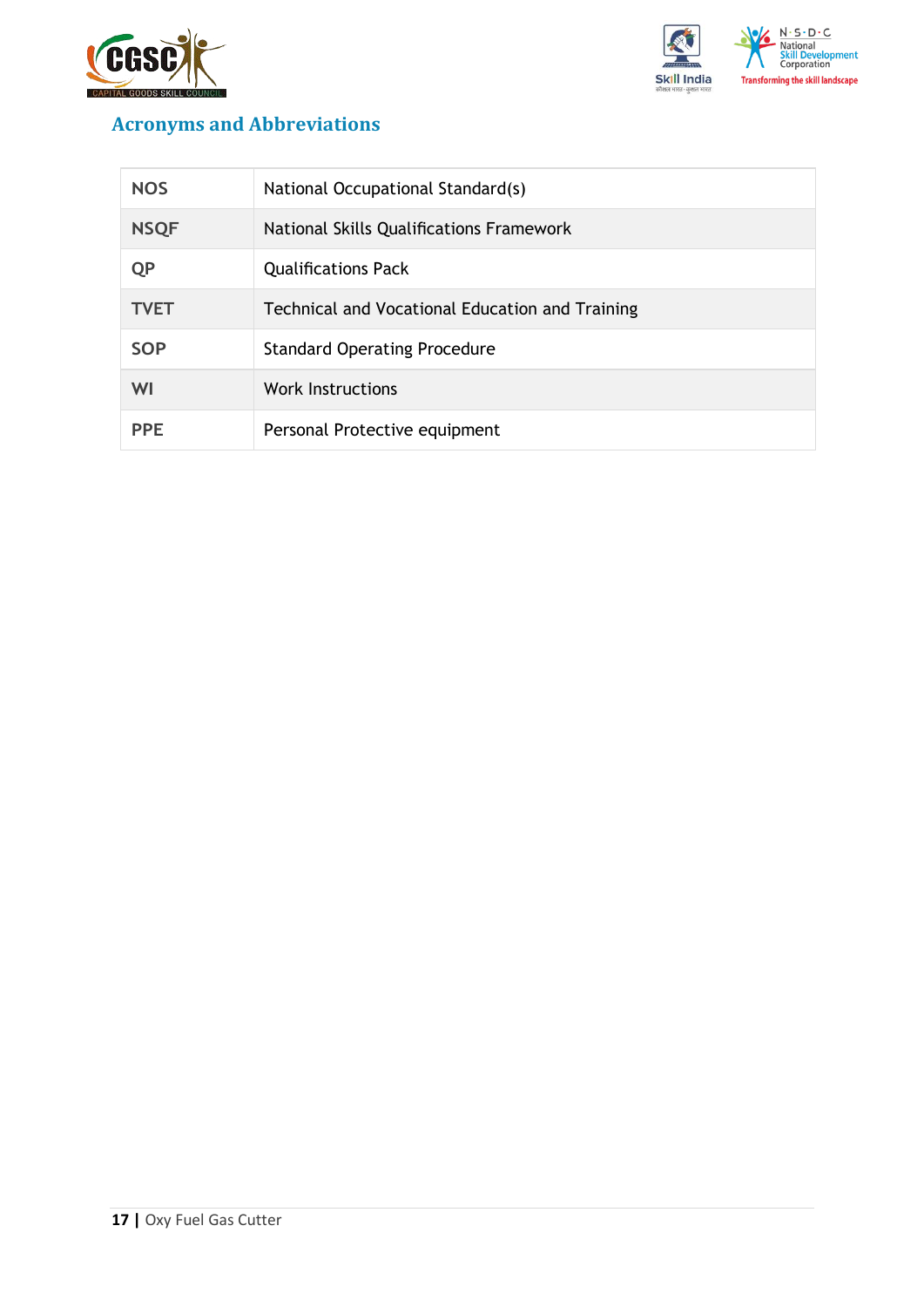## Acronyms and Abbreviations

| | |
|---|---|
| **NOS** | National Occupational Standard(s) |
| **NSQF** | National Skills Qualifications Framework |
| **QP** | Qualifications Pack |
| **TVET** | Technical and Vocational Education and Training |
| **SOP** | Standard Operating Procedure |
| **WI** | Work Instructions |
| **PPE** | Personal Protective equipment |